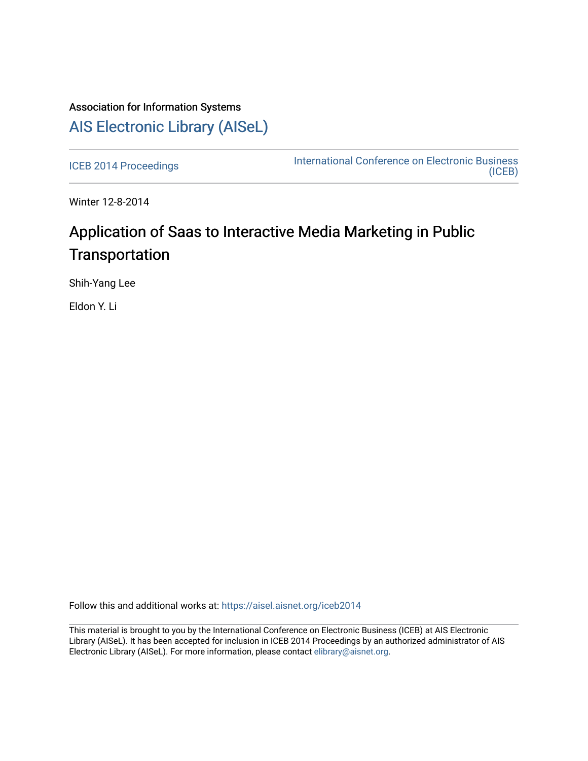Association for Information Systems

# AIS Electronic Library (AISeL)

ICEB 2014 Proceedings

International Conference on Electronic Business (ICEB)

Winter 12-8-2014

## Application of Saas to Interactive Media Marketing in Public Transportation

Shih-Yang Lee

Eldon Y. Li

Follow this and additional works at: https://aisel.aisnet.org/iceb2014

This material is brought to you by the International Conference on Electronic Business (ICEB) at AIS Electronic Library (AISeL). It has been accepted for inclusion in ICEB 2014 Proceedings by an authorized administrator of AIS Electronic Library (AISeL). For more information, please contact elibrary@aisnet.org.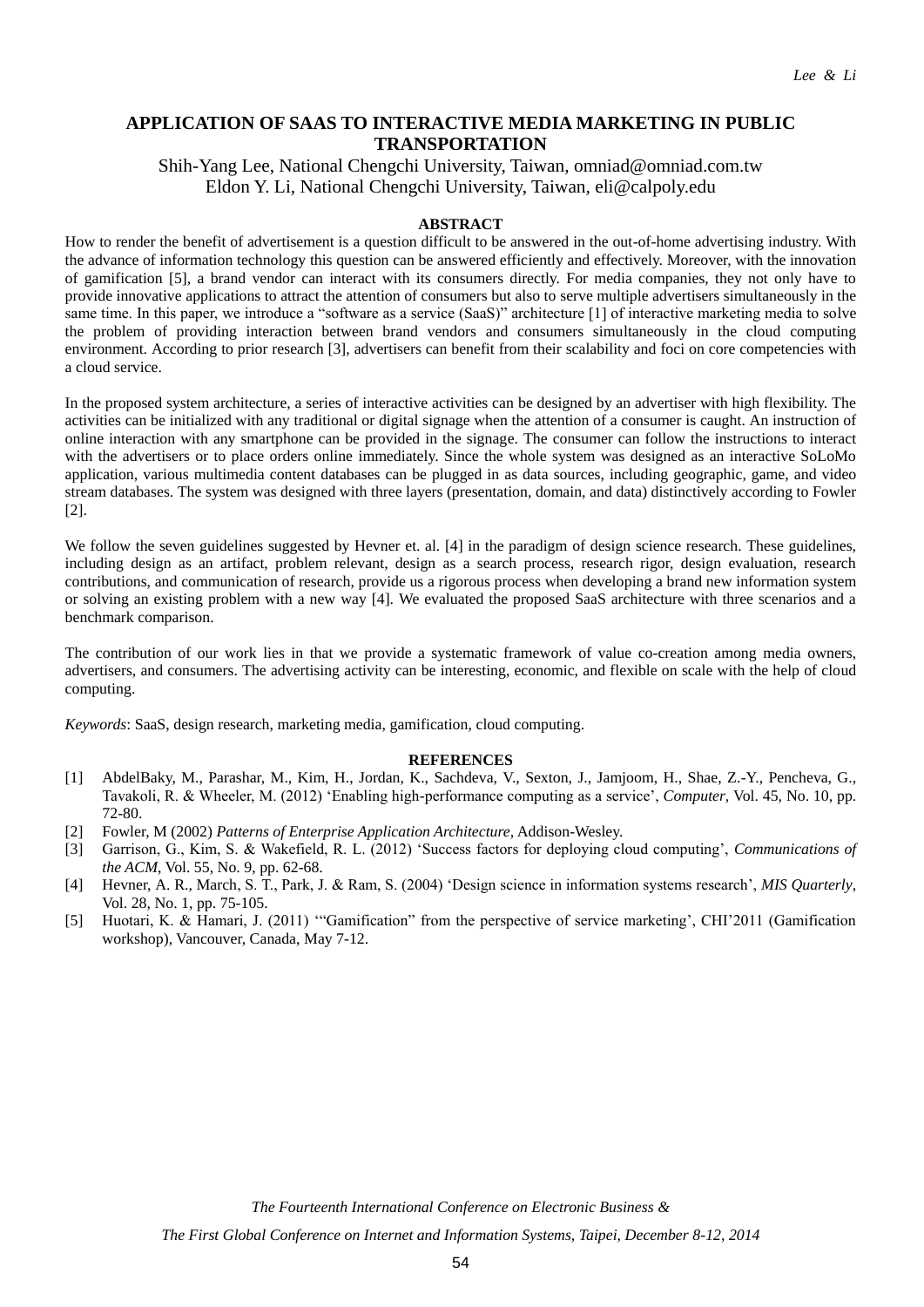# APPLICATION OF SAAS TO INTERACTIVE MEDIA MARKETING IN PUBLIC TRANSPORTATION

Shih-Yang Lee, National Chengchi University, Taiwan, omniad@omniad.com.tw
Eldon Y. Li, National Chengchi University, Taiwan, eli@calpoly.edu

## ABSTRACT

How to render the benefit of advertisement is a question difficult to be answered in the out-of-home advertising industry. With the advance of information technology this question can be answered efficiently and effectively. Moreover, with the innovation of gamification [5], a brand vendor can interact with its consumers directly. For media companies, they not only have to provide innovative applications to attract the attention of consumers but also to serve multiple advertisers simultaneously in the same time. In this paper, we introduce a "software as a service (SaaS)" architecture [1] of interactive marketing media to solve the problem of providing interaction between brand vendors and consumers simultaneously in the cloud computing environment. According to prior research [3], advertisers can benefit from their scalability and foci on core competencies with a cloud service.

In the proposed system architecture, a series of interactive activities can be designed by an advertiser with high flexibility. The activities can be initialized with any traditional or digital signage when the attention of a consumer is caught. An instruction of online interaction with any smartphone can be provided in the signage. The consumer can follow the instructions to interact with the advertisers or to place orders online immediately. Since the whole system was designed as an interactive SoLoMo application, various multimedia content databases can be plugged in as data sources, including geographic, game, and video stream databases. The system was designed with three layers (presentation, domain, and data) distinctively according to Fowler [2].

We follow the seven guidelines suggested by Hevner et. al. [4] in the paradigm of design science research. These guidelines, including design as an artifact, problem relevant, design as a search process, research rigor, design evaluation, research contributions, and communication of research, provide us a rigorous process when developing a brand new information system or solving an existing problem with a new way [4]. We evaluated the proposed SaaS architecture with three scenarios and a benchmark comparison.

The contribution of our work lies in that we provide a systematic framework of value co-creation among media owners, advertisers, and consumers. The advertising activity can be interesting, economic, and flexible on scale with the help of cloud computing.

*Keywords*: SaaS, design research, marketing media, gamification, cloud computing.

## REFERENCES

[1] AbdelBaky, M., Parashar, M., Kim, H., Jordan, K., Sachdeva, V., Sexton, J., Jamjoom, H., Shae, Z.-Y., Pencheva, G., Tavakoli, R. & Wheeler, M. (2012) 'Enabling high-performance computing as a service', *Computer*, Vol. 45, No. 10, pp. 72-80.

[2] Fowler, M (2002) *Patterns of Enterprise Application Architecture*, Addison-Wesley.

[3] Garrison, G., Kim, S. & Wakefield, R. L. (2012) 'Success factors for deploying cloud computing', *Communications of the ACM*, Vol. 55, No. 9, pp. 62-68.

[4] Hevner, A. R., March, S. T., Park, J. & Ram, S. (2004) 'Design science in information systems research', *MIS Quarterly*, Vol. 28, No. 1, pp. 75-105.

[5] Huotari, K. & Hamari, J. (2011) '"Gamification" from the perspective of service marketing', CHI'2011 (Gamification workshop), Vancouver, Canada, May 7-12.